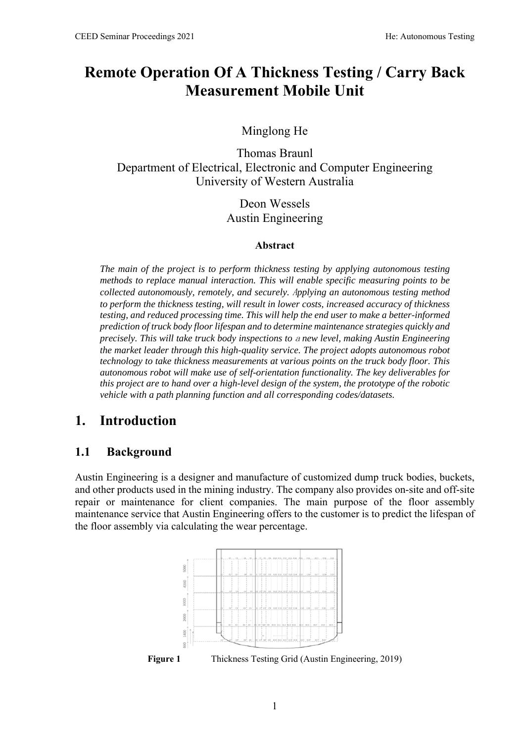# Remote Operation Of A Thickness Testing / Carry Back Measurement Mobile Unit

Minglong He

Thomas Braunl
Department of Electrical, Electronic and Computer Engineering
University of Western Australia

Deon Wessels
Austin Engineering

**Abstract**

*The main of the project is to perform thickness testing by applying autonomous testing methods to replace manual interaction. This will enable specific measuring points to be collected autonomously, remotely, and securely. Applying an autonomous testing method to perform the thickness testing, will result in lower costs, increased accuracy of thickness testing, and reduced processing time. This will help the end user to make a better-informed prediction of truck body floor lifespan and to determine maintenance strategies quickly and precisely. This will take truck body inspections to a new level, making Austin Engineering the market leader through this high-quality service. The project adopts autonomous robot technology to take thickness measurements at various points on the truck body floor. This autonomous robot will make use of self-orientation functionality. The key deliverables for this project are to hand over a high-level design of the system, the prototype of the robotic vehicle with a path planning function and all corresponding codes/datasets.*

## 1. Introduction

### 1.1 Background

Austin Engineering is a designer and manufacture of customized dump truck bodies, buckets, and other products used in the mining industry. The company also provides on-site and off-site repair or maintenance for client companies. The main purpose of the floor assembly maintenance service that Austin Engineering offers to the customer is to predict the lifespan of the floor assembly via calculating the wear percentage.

**Figure 1** Thickness Testing Grid (Austin Engineering, 2019)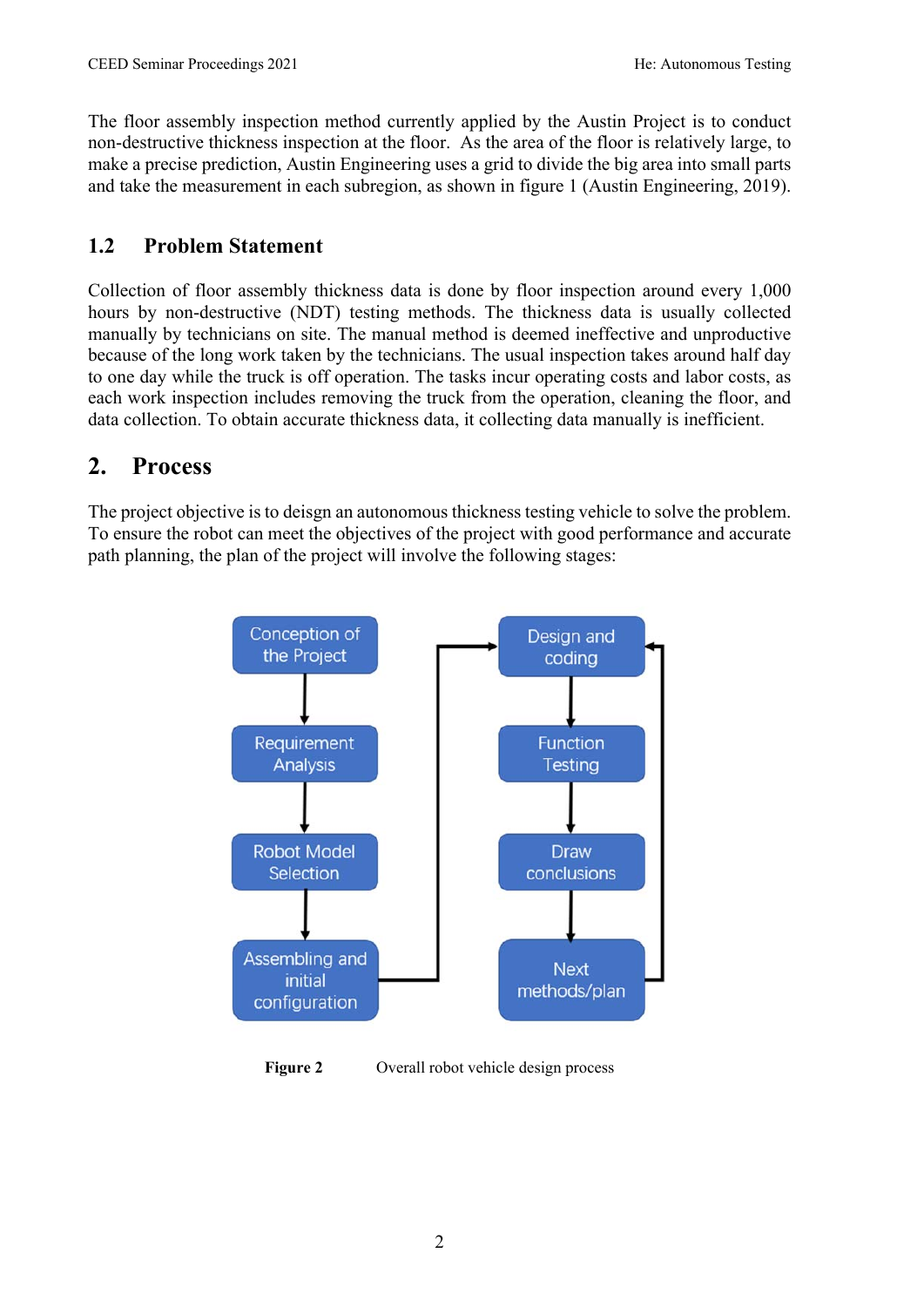The floor assembly inspection method currently applied by the Austin Project is to conduct non-destructive thickness inspection at the floor. As the area of the floor is relatively large, to make a precise prediction, Austin Engineering uses a grid to divide the big area into small parts and take the measurement in each subregion, as shown in figure 1 (Austin Engineering, 2019).

### 1.2 Problem Statement

Collection of floor assembly thickness data is done by floor inspection around every 1,000 hours by non-destructive (NDT) testing methods. The thickness data is usually collected manually by technicians on site. The manual method is deemed ineffective and unproductive because of the long work taken by the technicians. The usual inspection takes around half day to one day while the truck is off operation. The tasks incur operating costs and labor costs, as each work inspection includes removing the truck from the operation, cleaning the floor, and data collection. To obtain accurate thickness data, it collecting data manually is inefficient.

## 2. Process

The project objective is to deisgn an autonomous thickness testing vehicle to solve the problem. To ensure the robot can meet the objectives of the project with good performance and accurate path planning, the plan of the project will involve the following stages:

Conception of the Project → Requirement Analysis → Robot Model Selection → Assembling and initial configuration → Design and coding → Function Testing → Draw conclusions → Next methods/plan → (back to Design and coding)

**Figure 2** Overall robot vehicle design process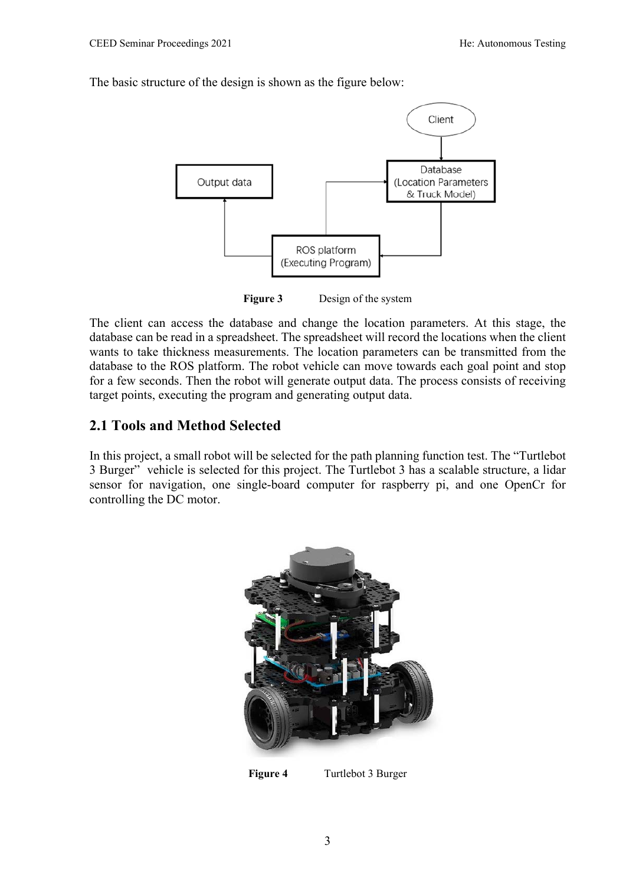The basic structure of the design is shown as the figure below:

**Figure 3** Design of the system

The client can access the database and change the location parameters. At this stage, the database can be read in a spreadsheet. The spreadsheet will record the locations when the client wants to take thickness measurements. The location parameters can be transmitted from the database to the ROS platform. The robot vehicle can move towards each goal point and stop for a few seconds. Then the robot will generate output data. The process consists of receiving target points, executing the program and generating output data.

## 2.1 Tools and Method Selected

In this project, a small robot will be selected for the path planning function test. The "Turtlebot 3 Burger" vehicle is selected for this project. The Turtlebot 3 has a scalable structure, a lidar sensor for navigation, one single-board computer for raspberry pi, and one OpenCr for controlling the DC motor.

**Figure 4** Turtlebot 3 Burger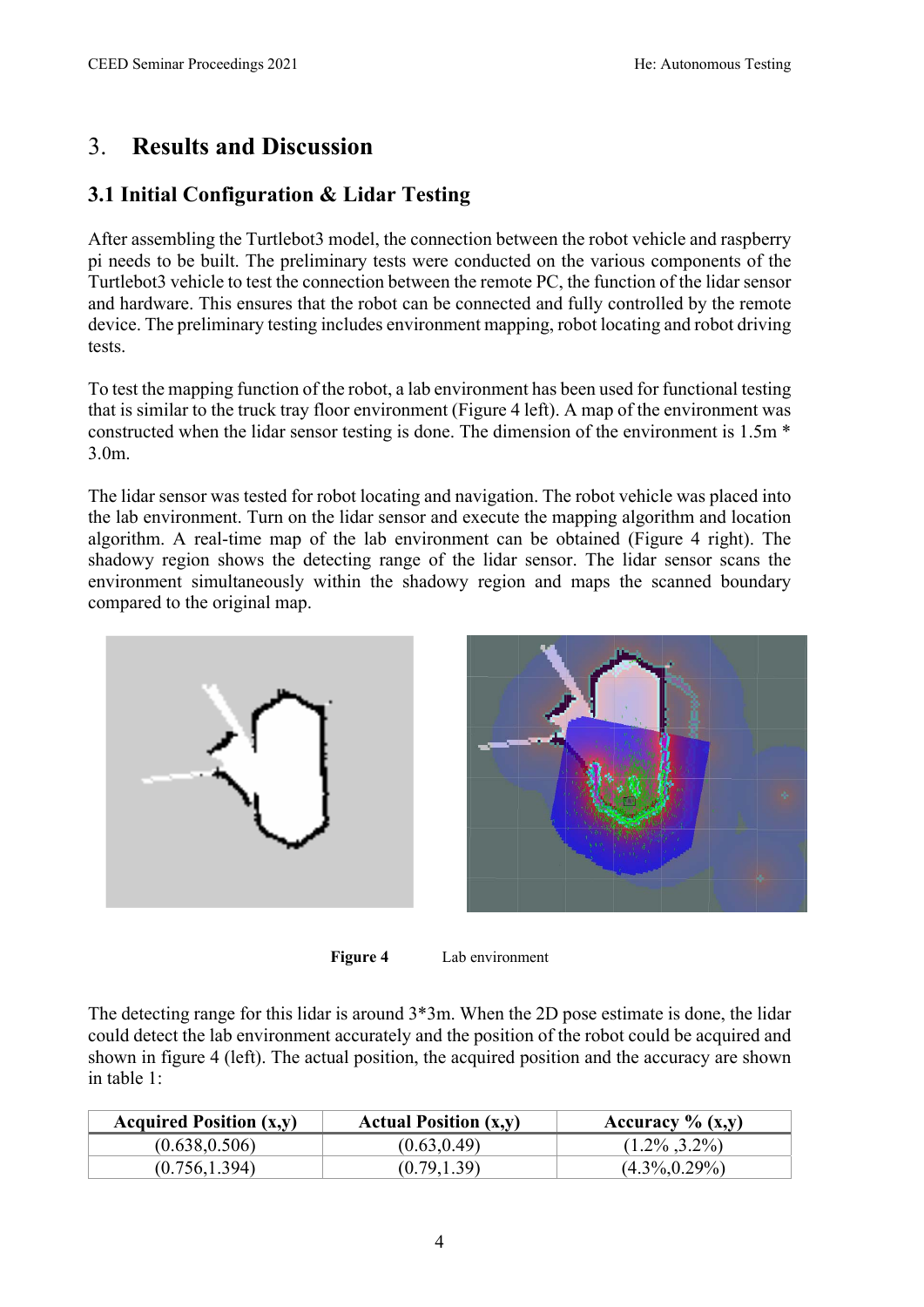# 3. Results and Discussion

## 3.1 Initial Configuration & Lidar Testing

After assembling the Turtlebot3 model, the connection between the robot vehicle and raspberry pi needs to be built. The preliminary tests were conducted on the various components of the Turtlebot3 vehicle to test the connection between the remote PC, the function of the lidar sensor and hardware. This ensures that the robot can be connected and fully controlled by the remote device. The preliminary testing includes environment mapping, robot locating and robot driving tests.

To test the mapping function of the robot, a lab environment has been used for functional testing that is similar to the truck tray floor environment (Figure 4 left). A map of the environment was constructed when the lidar sensor testing is done. The dimension of the environment is 1.5m * 3.0m.

The lidar sensor was tested for robot locating and navigation. The robot vehicle was placed into the lab environment. Turn on the lidar sensor and execute the mapping algorithm and location algorithm. A real-time map of the lab environment can be obtained (Figure 4 right). The shadowy region shows the detecting range of the lidar sensor. The lidar sensor scans the environment simultaneously within the shadowy region and maps the scanned boundary compared to the original map.

**Figure 4** Lab environment

The detecting range for this lidar is around 3*3m. When the 2D pose estimate is done, the lidar could detect the lab environment accurately and the position of the robot could be acquired and shown in figure 4 (left). The actual position, the acquired position and the accuracy are shown in table 1:

| Acquired Position (x,y) | Actual Position (x,y) | Accuracy % (x,y) |
|---|---|---|
| (0.638,0.506) | (0.63,0.49) | (1.2% ,3.2%) |
| (0.756,1.394) | (0.79,1.39) | (4.3%,0.29%) |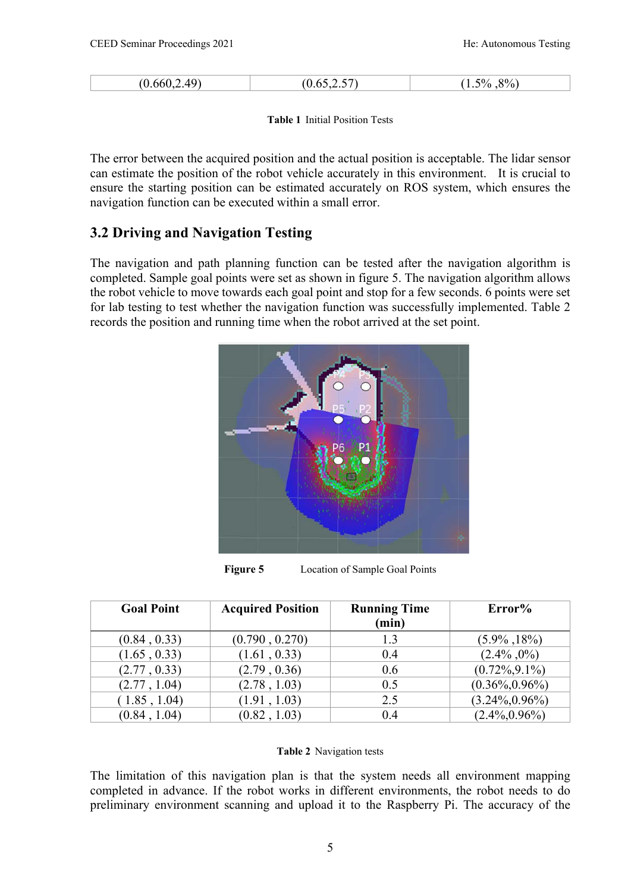| (0.660,2.49) | (0.65,2.57) | (1.5% ,8%) |
|---|---|---|

**Table 1** Initial Position Tests

The error between the acquired position and the actual position is acceptable. The lidar sensor can estimate the position of the robot vehicle accurately in this environment. It is crucial to ensure the starting position can be estimated accurately on ROS system, which ensures the navigation function can be executed within a small error.

## 3.2 Driving and Navigation Testing

The navigation and path planning function can be tested after the navigation algorithm is completed. Sample goal points were set as shown in figure 5. The navigation algorithm allows the robot vehicle to move towards each goal point and stop for a few seconds. 6 points were set for lab testing to test whether the navigation function was successfully implemented. Table 2 records the position and running time when the robot arrived at the set point.

**Figure 5** Location of Sample Goal Points

| Goal Point | Acquired Position | Running Time (min) | Error% |
|---|---|---|---|
| (0.84 , 0.33) | (0.790 , 0.270) | 1.3 | (5.9% ,18%) |
| (1.65 , 0.33) | (1.61 , 0.33) | 0.4 | (2.4% ,0%) |
| (2.77 , 0.33) | (2.79 , 0.36) | 0.6 | (0.72%,9.1%) |
| (2.77 , 1.04) | (2.78 , 1.03) | 0.5 | (0.36%,0.96%) |
| ( 1.85 , 1.04) | (1.91 , 1.03) | 2.5 | (3.24%,0.96%) |
| (0.84 , 1.04) | (0.82 , 1.03) | 0.4 | (2.4%,0.96%) |

**Table 2** Navigation tests

The limitation of this navigation plan is that the system needs all environment mapping completed in advance. If the robot works in different environments, the robot needs to do preliminary environment scanning and upload it to the Raspberry Pi. The accuracy of the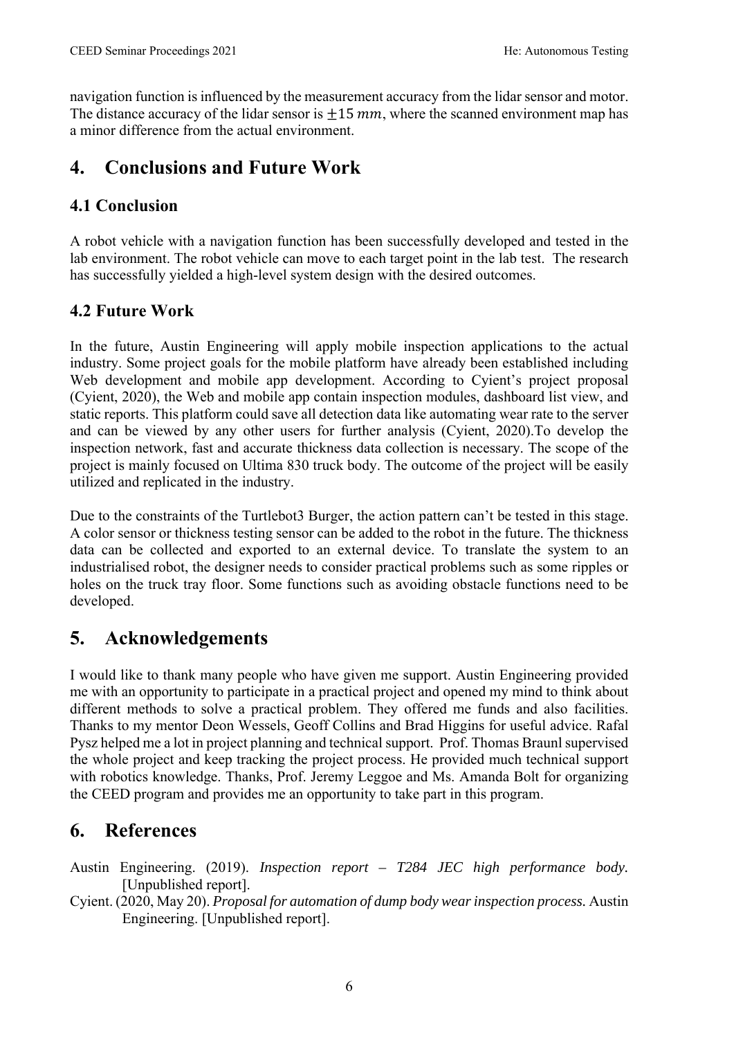navigation function is influenced by the measurement accuracy from the lidar sensor and motor. The distance accuracy of the lidar sensor is $\pm 15\ mm$, where the scanned environment map has a minor difference from the actual environment.

# 4. Conclusions and Future Work

## 4.1 Conclusion

A robot vehicle with a navigation function has been successfully developed and tested in the lab environment. The robot vehicle can move to each target point in the lab test. The research has successfully yielded a high-level system design with the desired outcomes.

## 4.2 Future Work

In the future, Austin Engineering will apply mobile inspection applications to the actual industry. Some project goals for the mobile platform have already been established including Web development and mobile app development. According to Cyient's project proposal (Cyient, 2020), the Web and mobile app contain inspection modules, dashboard list view, and static reports. This platform could save all detection data like automating wear rate to the server and can be viewed by any other users for further analysis (Cyient, 2020).To develop the inspection network, fast and accurate thickness data collection is necessary. The scope of the project is mainly focused on Ultima 830 truck body. The outcome of the project will be easily utilized and replicated in the industry.

Due to the constraints of the Turtlebot3 Burger, the action pattern can't be tested in this stage. A color sensor or thickness testing sensor can be added to the robot in the future. The thickness data can be collected and exported to an external device. To translate the system to an industrialised robot, the designer needs to consider practical problems such as some ripples or holes on the truck tray floor. Some functions such as avoiding obstacle functions need to be developed.

# 5. Acknowledgements

I would like to thank many people who have given me support. Austin Engineering provided me with an opportunity to participate in a practical project and opened my mind to think about different methods to solve a practical problem. They offered me funds and also facilities. Thanks to my mentor Deon Wessels, Geoff Collins and Brad Higgins for useful advice. Rafal Pysz helped me a lot in project planning and technical support. Prof. Thomas Braunl supervised the whole project and keep tracking the project process. He provided much technical support with robotics knowledge. Thanks, Prof. Jeremy Leggoe and Ms. Amanda Bolt for organizing the CEED program and provides me an opportunity to take part in this program.

# 6. References

Austin Engineering. (2019). *Inspection report – T284 JEC high performance body.* [Unpublished report].

Cyient. (2020, May 20). *Proposal for automation of dump body wear inspection process.* Austin Engineering. [Unpublished report].